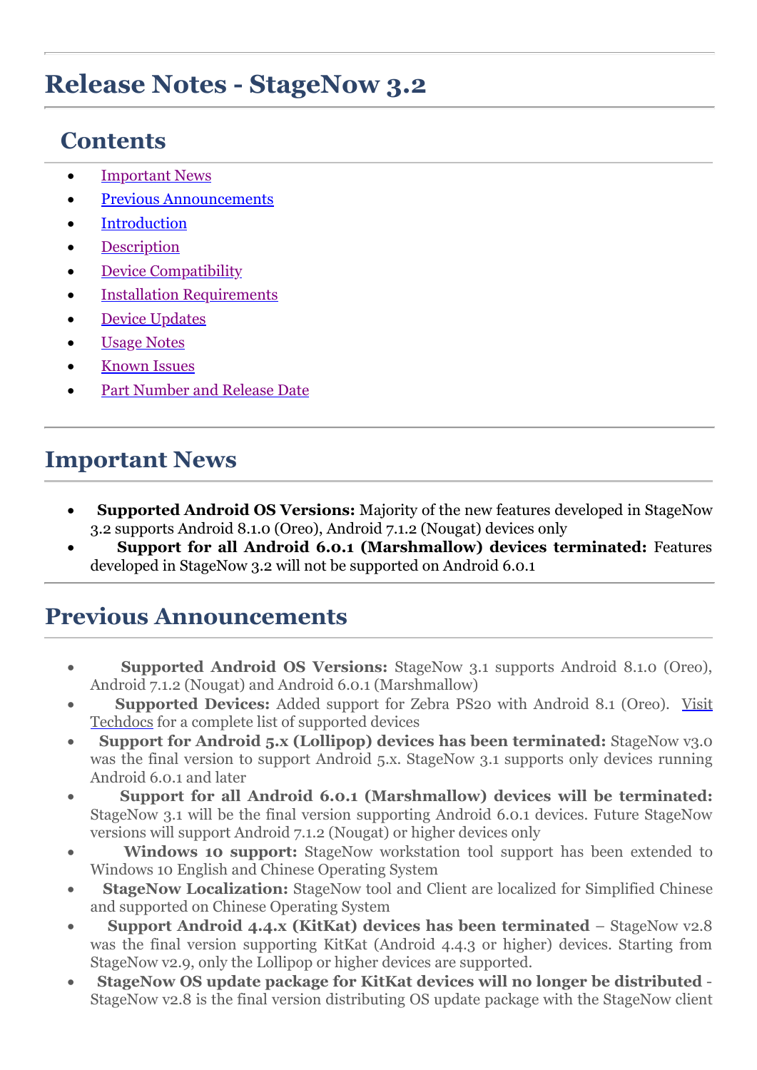# Release Notes - StageNow 3.2

## Contents

- Important News
- Previous Announcements
- Introduction
- Description
- Device Compatibility
- Installation Requirements
- Device Updates
- Usage Notes
- Known Issues
- Part Number and Release Date

## Important News

- **Supported Android OS Versions:** Majority of the new features developed in StageNow 3.2 supports Android 8.1.0 (Oreo), Android 7.1.2 (Nougat) devices only
- **Support for all Android 6.0.1 (Marshmallow) devices terminated:** Features developed in StageNow 3.2 will not be supported on Android 6.0.1

## Previous Announcements

- **Supported Android OS Versions:** StageNow 3.1 supports Android 8.1.0 (Oreo), Android 7.1.2 (Nougat) and Android 6.0.1 (Marshmallow)
- **Supported Devices:** Added support for Zebra PS20 with Android 8.1 (Oreo). Visit Techdocs for a complete list of supported devices
- **Support for Android 5.x (Lollipop) devices has been terminated:** StageNow v3.0 was the final version to support Android 5.x. StageNow 3.1 supports only devices running Android 6.0.1 and later
- **Support for all Android 6.0.1 (Marshmallow) devices will be terminated:** StageNow 3.1 will be the final version supporting Android 6.0.1 devices. Future StageNow versions will support Android 7.1.2 (Nougat) or higher devices only
- **Windows 10 support:** StageNow workstation tool support has been extended to Windows 10 English and Chinese Operating System
- **StageNow Localization:** StageNow tool and Client are localized for Simplified Chinese and supported on Chinese Operating System
- **Support Android 4.4.x (KitKat) devices has been terminated** – StageNow v2.8 was the final version supporting KitKat (Android 4.4.3 or higher) devices. Starting from StageNow v2.9, only the Lollipop or higher devices are supported.
- **StageNow OS update package for KitKat devices will no longer be distributed** - StageNow v2.8 is the final version distributing OS update package with the StageNow client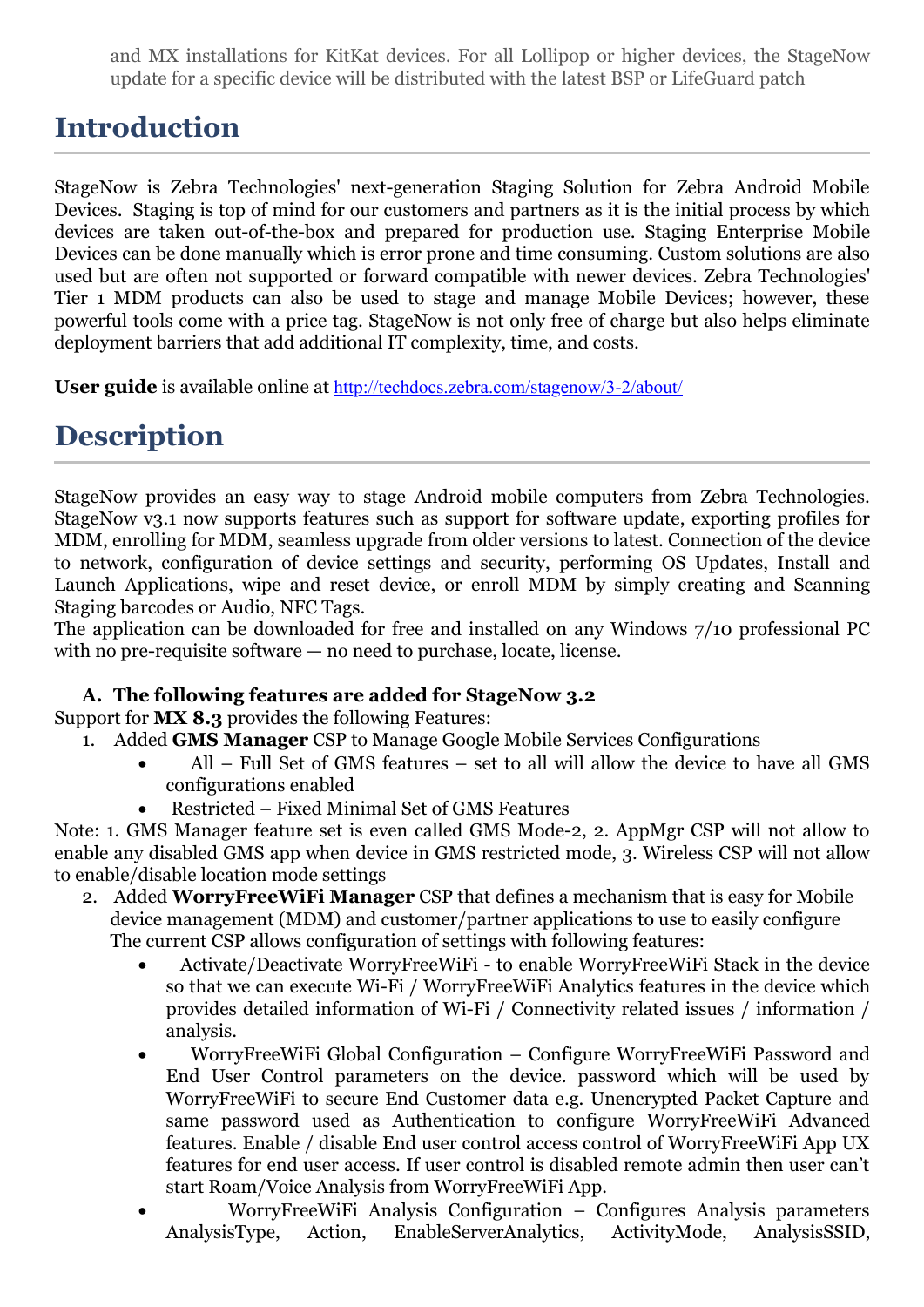and MX installations for KitKat devices. For all Lollipop or higher devices, the StageNow update for a specific device will be distributed with the latest BSP or LifeGuard patch

# Introduction

StageNow is Zebra Technologies' next-generation Staging Solution for Zebra Android Mobile Devices. Staging is top of mind for our customers and partners as it is the initial process by which devices are taken out-of-the-box and prepared for production use. Staging Enterprise Mobile Devices can be done manually which is error prone and time consuming. Custom solutions are also used but are often not supported or forward compatible with newer devices. Zebra Technologies' Tier 1 MDM products can also be used to stage and manage Mobile Devices; however, these powerful tools come with a price tag. StageNow is not only free of charge but also helps eliminate deployment barriers that add additional IT complexity, time, and costs.

**User guide** is available online at http://techdocs.zebra.com/stagenow/3-2/about/

# Description

StageNow provides an easy way to stage Android mobile computers from Zebra Technologies. StageNow v3.1 now supports features such as support for software update, exporting profiles for MDM, enrolling for MDM, seamless upgrade from older versions to latest. Connection of the device to network, configuration of device settings and security, performing OS Updates, Install and Launch Applications, wipe and reset device, or enroll MDM by simply creating and Scanning Staging barcodes or Audio, NFC Tags.

The application can be downloaded for free and installed on any Windows 7/10 professional PC with no pre-requisite software — no need to purchase, locate, license.

**A. The following features are added for StageNow 3.2**

Support for **MX 8.3** provides the following Features:

1. Added **GMS Manager** CSP to Manage Google Mobile Services Configurations
   - All – Full Set of GMS features – set to all will allow the device to have all GMS configurations enabled
   - Restricted – Fixed Minimal Set of GMS Features

Note: 1. GMS Manager feature set is even called GMS Mode-2, 2. AppMgr CSP will not allow to enable any disabled GMS app when device in GMS restricted mode, 3. Wireless CSP will not allow to enable/disable location mode settings

2. Added **WorryFreeWiFi Manager** CSP that defines a mechanism that is easy for Mobile device management (MDM) and customer/partner applications to use to easily configure The current CSP allows configuration of settings with following features:
   - Activate/Deactivate WorryFreeWiFi - to enable WorryFreeWiFi Stack in the device so that we can execute Wi-Fi / WorryFreeWiFi Analytics features in the device which provides detailed information of Wi-Fi / Connectivity related issues / information / analysis.
   - WorryFreeWiFi Global Configuration – Configure WorryFreeWiFi Password and End User Control parameters on the device. password which will be used by WorryFreeWiFi to secure End Customer data e.g. Unencrypted Packet Capture and same password used as Authentication to configure WorryFreeWiFi Advanced features. Enable / disable End user control access control of WorryFreeWiFi App UX features for end user access. If user control is disabled remote admin then user can't start Roam/Voice Analysis from WorryFreeWiFi App.
   - WorryFreeWiFi Analysis Configuration – Configures Analysis parameters AnalysisType, Action, EnableServerAnalytics, ActivityMode, AnalysisSSID,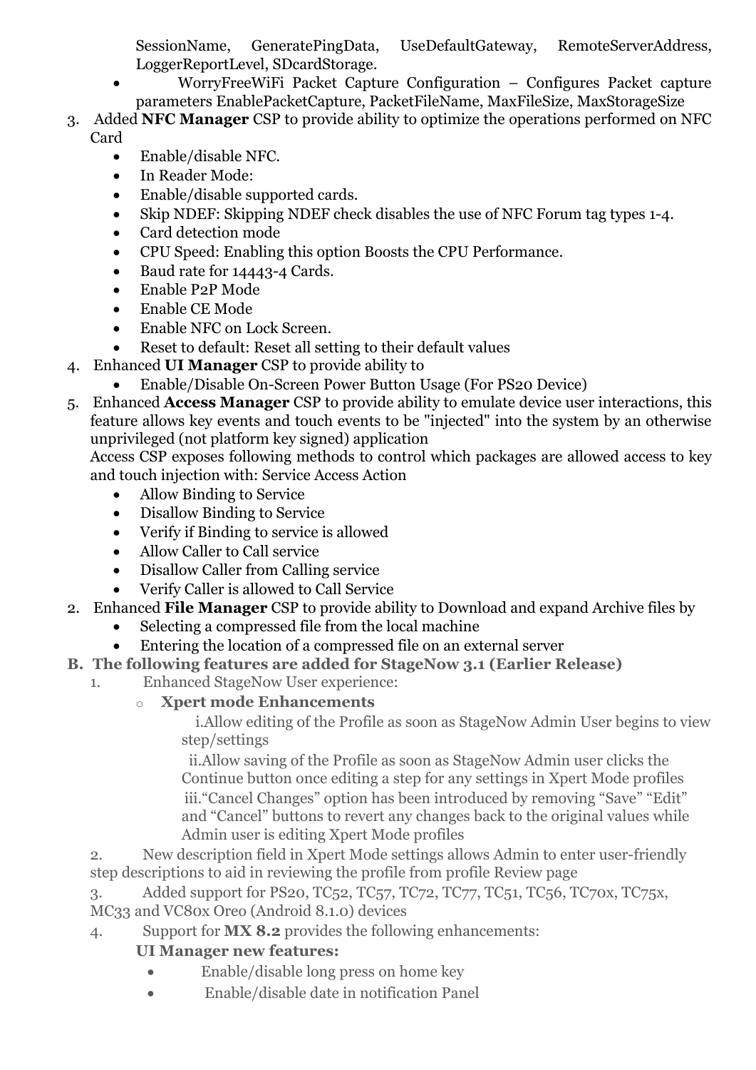SessionName, GeneratePingData, UseDefaultGateway, RemoteServerAddress, LoggerReportLevel, SDcardStorage.

- WorryFreeWiFi Packet Capture Configuration – Configures Packet capture parameters EnablePacketCapture, PacketFileName, MaxFileSize, MaxStorageSize

3. Added **NFC Manager** CSP to provide ability to optimize the operations performed on NFC Card
   - Enable/disable NFC.
   - In Reader Mode:
   - Enable/disable supported cards.
   - Skip NDEF: Skipping NDEF check disables the use of NFC Forum tag types 1-4.
   - Card detection mode
   - CPU Speed: Enabling this option Boosts the CPU Performance.
   - Baud rate for 14443-4 Cards.
   - Enable P2P Mode
   - Enable CE Mode
   - Enable NFC on Lock Screen.
   - Reset to default: Reset all setting to their default values
4. Enhanced **UI Manager** CSP to provide ability to
   - Enable/Disable On-Screen Power Button Usage (For PS20 Device)
5. Enhanced **Access Manager** CSP to provide ability to emulate device user interactions, this feature allows key events and touch events to be "injected" into the system by an otherwise unprivileged (not platform key signed) application
   Access CSP exposes following methods to control which packages are allowed access to key and touch injection with: Service Access Action
   - Allow Binding to Service
   - Disallow Binding to Service
   - Verify if Binding to service is allowed
   - Allow Caller to Call service
   - Disallow Caller from Calling service
   - Verify Caller is allowed to Call Service
2. Enhanced **File Manager** CSP to provide ability to Download and expand Archive files by
   - Selecting a compressed file from the local machine
   - Entering the location of a compressed file on an external server

**B. The following features are added for StageNow 3.1 (Earlier Release)**

1. Enhanced StageNow User experience:
   - **Xpert mode Enhancements**
     i. Allow editing of the Profile as soon as StageNow Admin User begins to view step/settings
     ii. Allow saving of the Profile as soon as StageNow Admin user clicks the Continue button once editing a step for any settings in Xpert Mode profiles
     iii. "Cancel Changes" option has been introduced by removing "Save" "Edit" and "Cancel" buttons to revert any changes back to the original values while Admin user is editing Xpert Mode profiles
2. New description field in Xpert Mode settings allows Admin to enter user-friendly step descriptions to aid in reviewing the profile from profile Review page
3. Added support for PS20, TC52, TC57, TC72, TC77, TC51, TC56, TC70x, TC75x, MC33 and VC80x Oreo (Android 8.1.0) devices
4. Support for **MX 8.2** provides the following enhancements:
   **UI Manager new features:**
   - Enable/disable long press on home key
   - Enable/disable date in notification Panel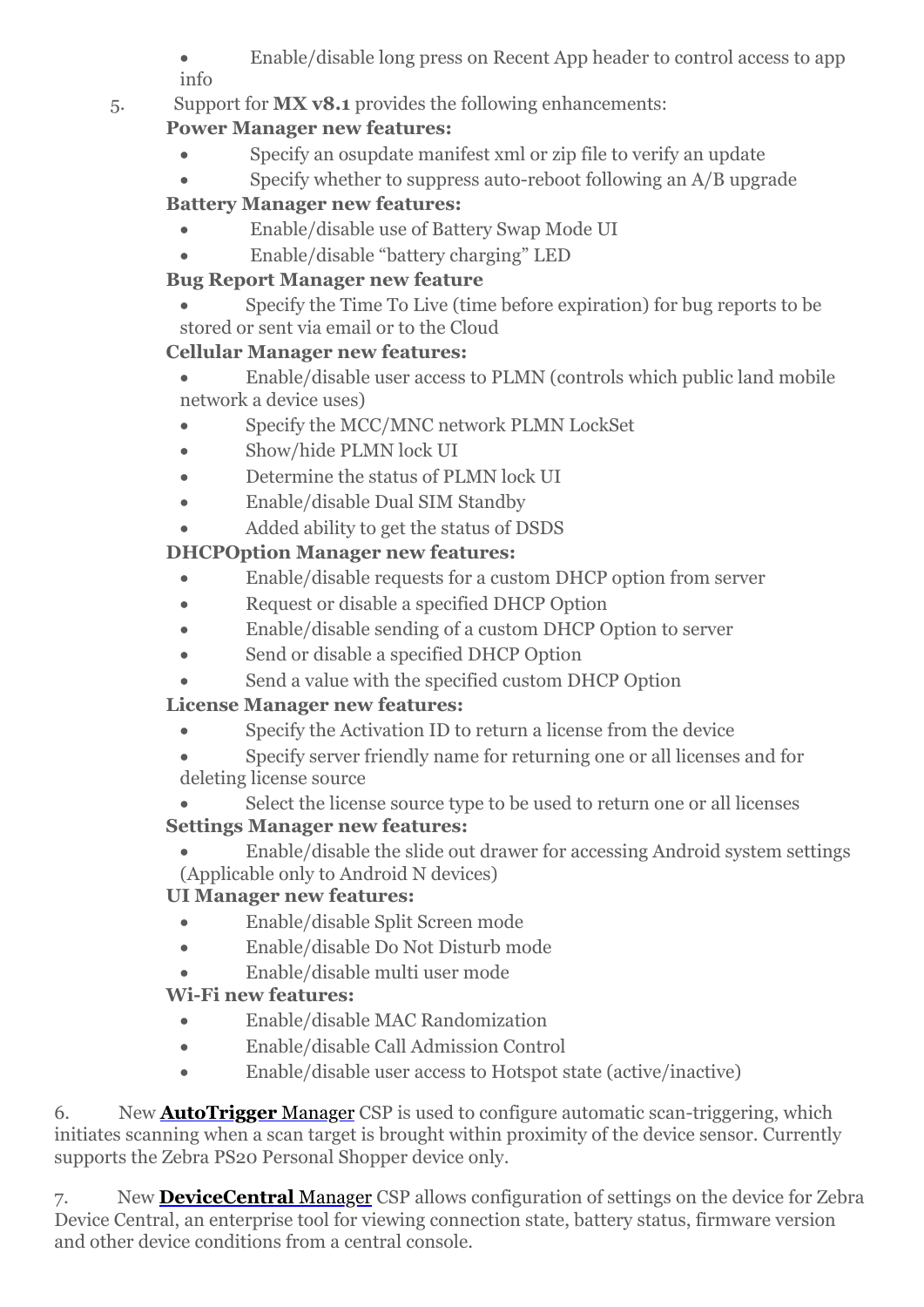- Enable/disable long press on Recent App header to control access to app info

5. Support for **MX v8.1** provides the following enhancements:

   **Power Manager new features:**
   - Specify an osupdate manifest xml or zip file to verify an update
   - Specify whether to suppress auto-reboot following an A/B upgrade

   **Battery Manager new features:**
   - Enable/disable use of Battery Swap Mode UI
   - Enable/disable "battery charging" LED

   **Bug Report Manager new feature**
   - Specify the Time To Live (time before expiration) for bug reports to be stored or sent via email or to the Cloud

   **Cellular Manager new features:**
   - Enable/disable user access to PLMN (controls which public land mobile network a device uses)
   - Specify the MCC/MNC network PLMN LockSet
   - Show/hide PLMN lock UI
   - Determine the status of PLMN lock UI
   - Enable/disable Dual SIM Standby
   - Added ability to get the status of DSDS

   **DHCPOption Manager new features:**
   - Enable/disable requests for a custom DHCP option from server
   - Request or disable a specified DHCP Option
   - Enable/disable sending of a custom DHCP Option to server
   - Send or disable a specified DHCP Option
   - Send a value with the specified custom DHCP Option

   **License Manager new features:**
   - Specify the Activation ID to return a license from the device
   - Specify server friendly name for returning one or all licenses and for deleting license source
   - Select the license source type to be used to return one or all licenses

   **Settings Manager new features:**
   - Enable/disable the slide out drawer for accessing Android system settings (Applicable only to Android N devices)

   **UI Manager new features:**
   - Enable/disable Split Screen mode
   - Enable/disable Do Not Disturb mode
   - Enable/disable multi user mode

   **Wi-Fi new features:**
   - Enable/disable MAC Randomization
   - Enable/disable Call Admission Control
   - Enable/disable user access to Hotspot state (active/inactive)

6. New **AutoTrigger** Manager CSP is used to configure automatic scan-triggering, which initiates scanning when a scan target is brought within proximity of the device sensor. Currently supports the Zebra PS20 Personal Shopper device only.

7. New **DeviceCentral** Manager CSP allows configuration of settings on the device for Zebra Device Central, an enterprise tool for viewing connection state, battery status, firmware version and other device conditions from a central console.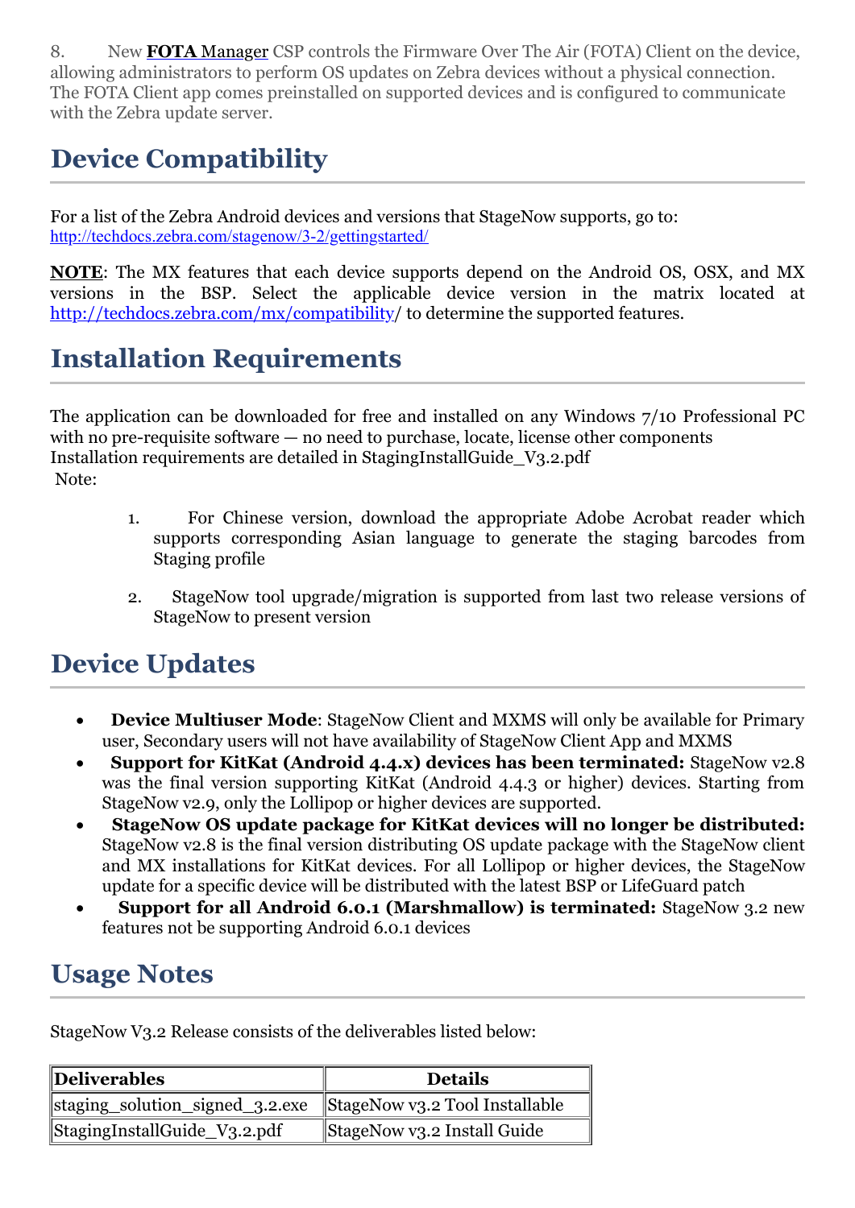8. New **FOTA** Manager CSP controls the Firmware Over The Air (FOTA) Client on the device, allowing administrators to perform OS updates on Zebra devices without a physical connection. The FOTA Client app comes preinstalled on supported devices and is configured to communicate with the Zebra update server.

## Device Compatibility

For a list of the Zebra Android devices and versions that StageNow supports, go to: http://techdocs.zebra.com/stagenow/3-2/gettingstarted/

**NOTE**: The MX features that each device supports depend on the Android OS, OSX, and MX versions in the BSP. Select the applicable device version in the matrix located at http://techdocs.zebra.com/mx/compatibility/ to determine the supported features.

## Installation Requirements

The application can be downloaded for free and installed on any Windows 7/10 Professional PC with no pre-requisite software — no need to purchase, locate, license other components
Installation requirements are detailed in StagingInstallGuide_V3.2.pdf
Note:

1. For Chinese version, download the appropriate Adobe Acrobat reader which supports corresponding Asian language to generate the staging barcodes from Staging profile

2. StageNow tool upgrade/migration is supported from last two release versions of StageNow to present version

## Device Updates

- **Device Multiuser Mode**: StageNow Client and MXMS will only be available for Primary user, Secondary users will not have availability of StageNow Client App and MXMS
- **Support for KitKat (Android 4.4.x) devices has been terminated:** StageNow v2.8 was the final version supporting KitKat (Android 4.4.3 or higher) devices. Starting from StageNow v2.9, only the Lollipop or higher devices are supported.
- **StageNow OS update package for KitKat devices will no longer be distributed:** StageNow v2.8 is the final version distributing OS update package with the StageNow client and MX installations for KitKat devices. For all Lollipop or higher devices, the StageNow update for a specific device will be distributed with the latest BSP or LifeGuard patch
- **Support for all Android 6.0.1 (Marshmallow) is terminated:** StageNow 3.2 new features not be supporting Android 6.0.1 devices

## Usage Notes

StageNow V3.2 Release consists of the deliverables listed below:

| Deliverables | Details |
|---|---|
| staging_solution_signed_3.2.exe | StageNow v3.2 Tool Installable |
| StagingInstallGuide_V3.2.pdf | StageNow v3.2 Install Guide |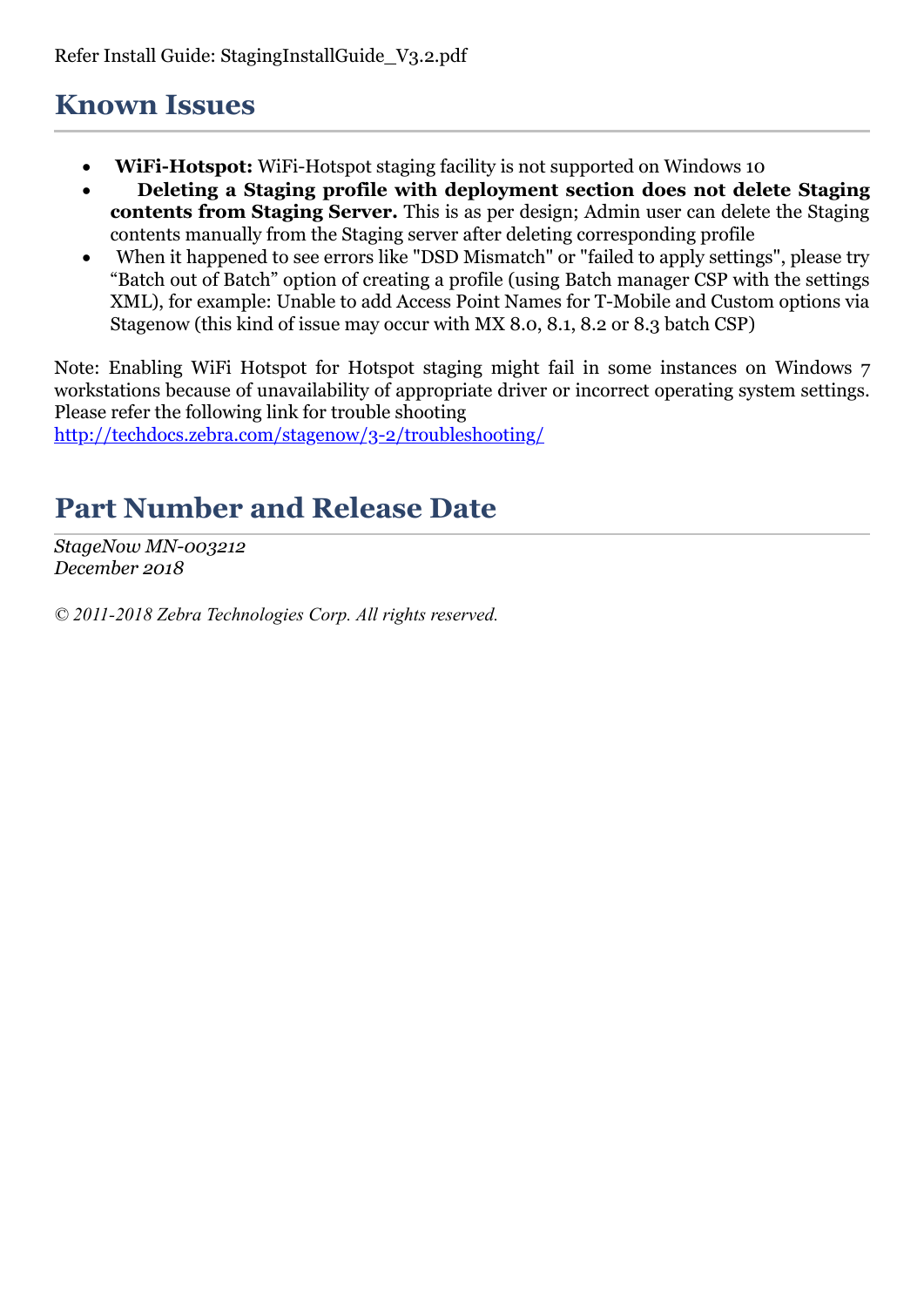Refer Install Guide: StagingInstallGuide_V3.2.pdf

## Known Issues

- **WiFi-Hotspot:** WiFi-Hotspot staging facility is not supported on Windows 10
- **Deleting a Staging profile with deployment section does not delete Staging contents from Staging Server.** This is as per design; Admin user can delete the Staging contents manually from the Staging server after deleting corresponding profile
- When it happened to see errors like "DSD Mismatch" or "failed to apply settings", please try "Batch out of Batch" option of creating a profile (using Batch manager CSP with the settings XML), for example: Unable to add Access Point Names for T-Mobile and Custom options via Stagenow (this kind of issue may occur with MX 8.0, 8.1, 8.2 or 8.3 batch CSP)

Note: Enabling WiFi Hotspot for Hotspot staging might fail in some instances on Windows 7 workstations because of unavailability of appropriate driver or incorrect operating system settings. Please refer the following link for trouble shooting
[http://techdocs.zebra.com/stagenow/3-2/troubleshooting/](http://techdocs.zebra.com/stagenow/3-2/troubleshooting/)

## Part Number and Release Date

*StageNow MN-003212*
*December 2018*

*© 2011-2018 Zebra Technologies Corp. All rights reserved.*